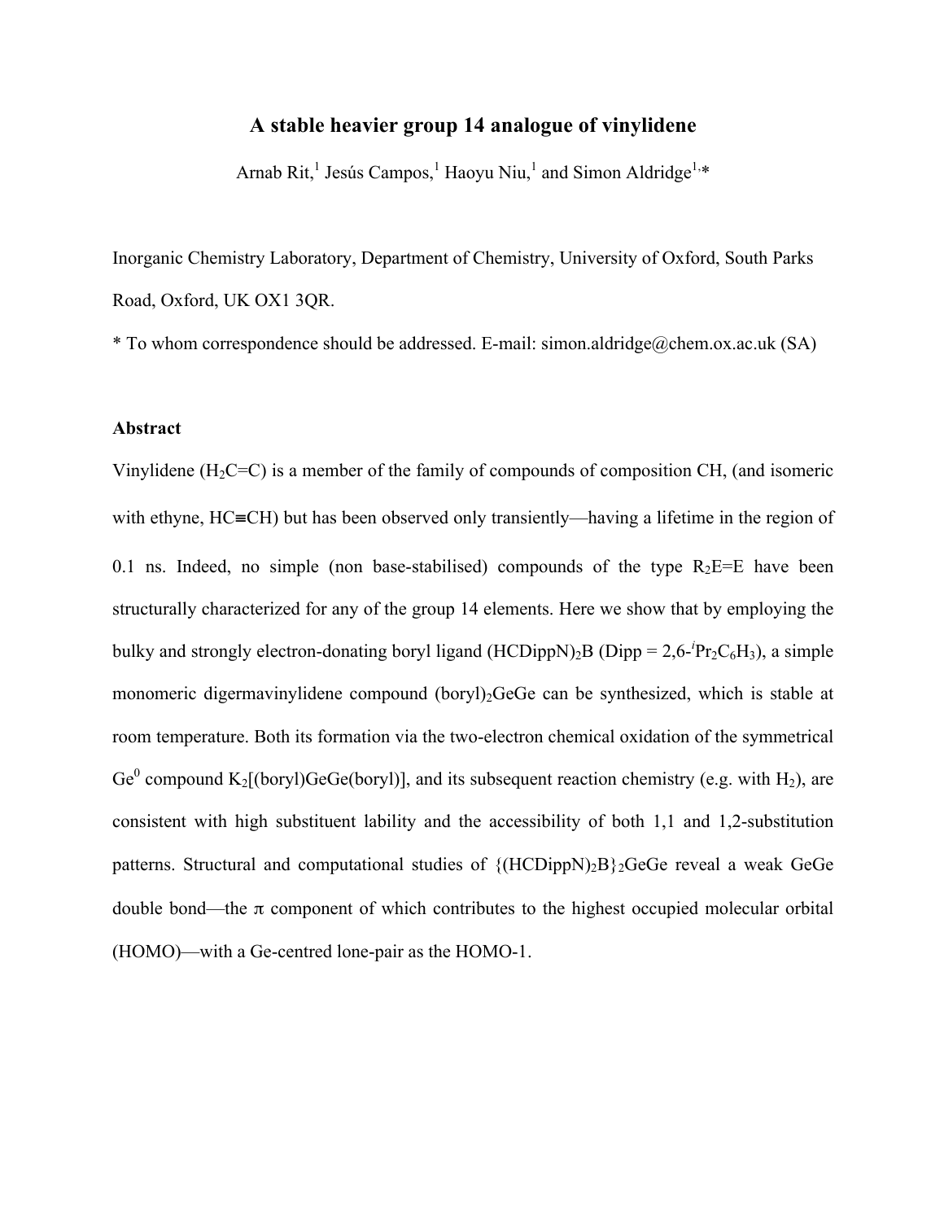# A stable heavier group 14 analogue of vinylidene

Arnab Rit,[1] Jesús Campos,[1] Haoyu Niu,[1] and Simon Aldridge[1,]*

Inorganic Chemistry Laboratory, Department of Chemistry, University of Oxford, South Parks Road, Oxford, UK OX1 3QR.

* To whom correspondence should be addressed. E-mail: simon.aldridge@chem.ox.ac.uk (SA)

## Abstract

Vinylidene ($H_2C=C$) is a member of the family of compounds of composition CH, (and isomeric with ethyne, HC≡CH) but has been observed only transiently—having a lifetime in the region of 0.1 ns. Indeed, no simple (non base-stabilised) compounds of the type $R_2E=E$ have been structurally characterized for any of the group 14 elements. Here we show that by employing the bulky and strongly electron-donating boryl ligand $(HCDippN)_2B$ (Dipp = 2,6-$^i$$Pr_2C_6H_3$), a simple monomeric digermavinylidene compound $(boryl)_2GeGe$ can be synthesized, which is stable at room temperature. Both its formation via the two-electron chemical oxidation of the symmetrical $Ge^0$ compound $K_2$[(boryl)GeGe(boryl)], and its subsequent reaction chemistry (e.g. with $H_2$), are consistent with high substituent lability and the accessibility of both 1,1 and 1,2-substitution patterns. Structural and computational studies of $\{(HCDippN)_2B\}_2GeGe$ reveal a weak GeGe double bond—the π component of which contributes to the highest occupied molecular orbital (HOMO)—with a Ge-centred lone-pair as the HOMO-1.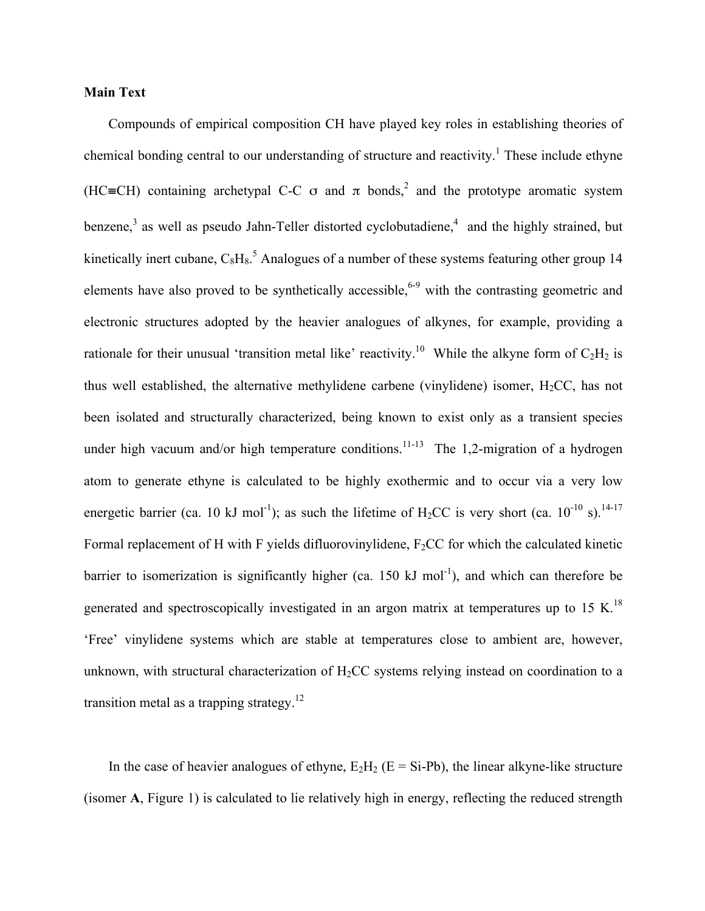**Main Text**

Compounds of empirical composition CH have played key roles in establishing theories of chemical bonding central to our understanding of structure and reactivity.[1] These include ethyne (HC≡CH) containing archetypal C-C σ and π bonds,[2] and the prototype aromatic system benzene,[3] as well as pseudo Jahn-Teller distorted cyclobutadiene,[4] and the highly strained, but kinetically inert cubane, $C_8H_8$.[5] Analogues of a number of these systems featuring other group 14 elements have also proved to be synthetically accessible,[6-9] with the contrasting geometric and electronic structures adopted by the heavier analogues of alkynes, for example, providing a rationale for their unusual 'transition metal like' reactivity.[10] While the alkyne form of $C_2H_2$ is thus well established, the alternative methylidene carbene (vinylidene) isomer, $H_2CC$, has not been isolated and structurally characterized, being known to exist only as a transient species under high vacuum and/or high temperature conditions.[11-13] The 1,2-migration of a hydrogen atom to generate ethyne is calculated to be highly exothermic and to occur via a very low energetic barrier (ca. 10 kJ mol$^{-1}$); as such the lifetime of $H_2CC$ is very short (ca. $10^{-10}$ s).[14-17] Formal replacement of H with F yields difluorovinylidene, $F_2CC$ for which the calculated kinetic barrier to isomerization is significantly higher (ca. 150 kJ mol$^{-1}$), and which can therefore be generated and spectroscopically investigated in an argon matrix at temperatures up to 15 K.[18] 'Free' vinylidene systems which are stable at temperatures close to ambient are, however, unknown, with structural characterization of $H_2CC$ systems relying instead on coordination to a transition metal as a trapping strategy.[12]

In the case of heavier analogues of ethyne, $E_2H_2$ (E = Si-Pb), the linear alkyne-like structure (isomer **A**, Figure 1) is calculated to lie relatively high in energy, reflecting the reduced strength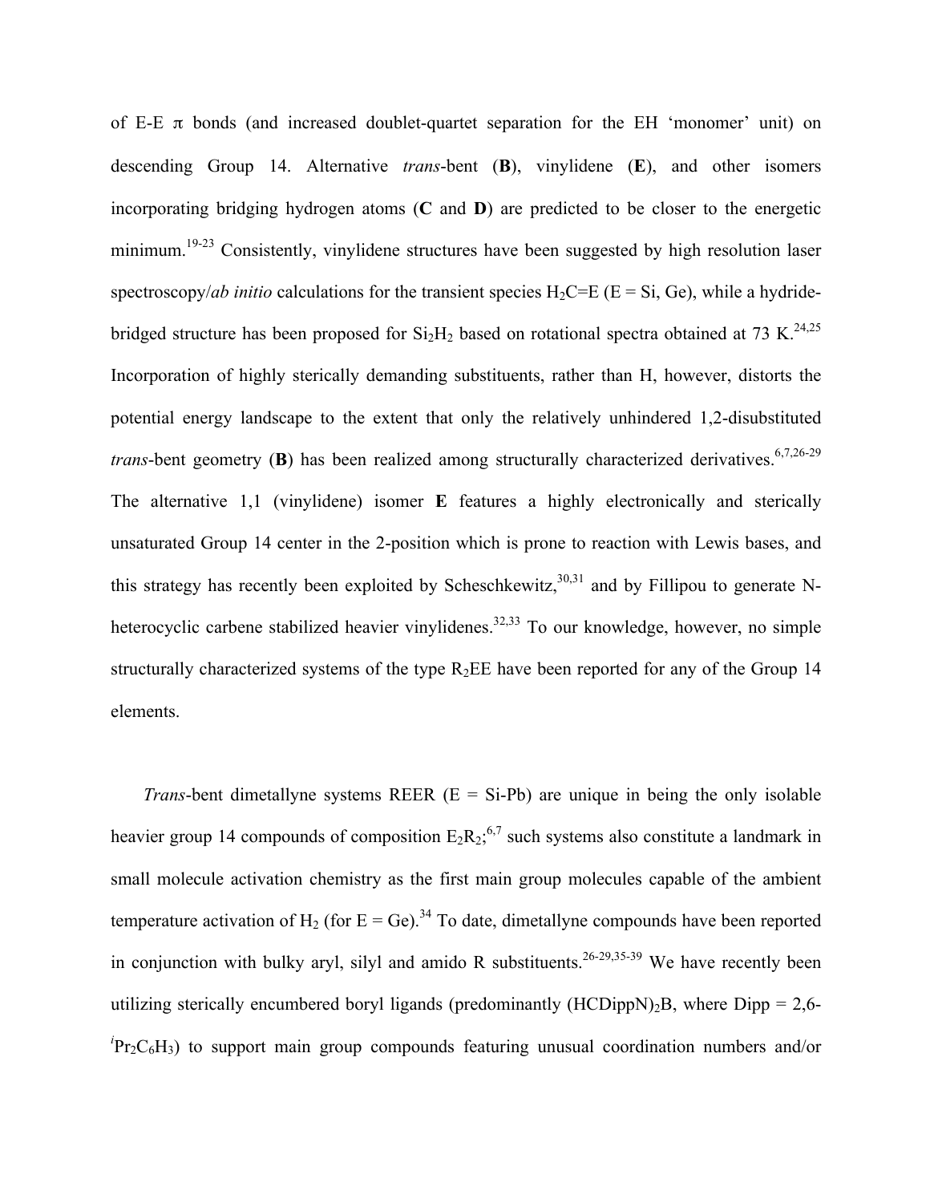of E-E π bonds (and increased doublet-quartet separation for the EH 'monomer' unit) on descending Group 14. Alternative *trans*-bent (**B**), vinylidene (**E**), and other isomers incorporating bridging hydrogen atoms (**C** and **D**) are predicted to be closer to the energetic minimum.[19-23] Consistently, vinylidene structures have been suggested by high resolution laser spectroscopy/*ab initio* calculations for the transient species $H_2C$=E (E = Si, Ge), while a hydride-bridged structure has been proposed for $Si_2H_2$ based on rotational spectra obtained at 73 K.[24,25] Incorporation of highly sterically demanding substituents, rather than H, however, distorts the potential energy landscape to the extent that only the relatively unhindered 1,2-disubstituted *trans*-bent geometry (**B**) has been realized among structurally characterized derivatives.[6,7,26-29] The alternative 1,1 (vinylidene) isomer **E** features a highly electronically and sterically unsaturated Group 14 center in the 2-position which is prone to reaction with Lewis bases, and this strategy has recently been exploited by Scheschkewitz,[30,31] and by Fillipou to generate N-heterocyclic carbene stabilized heavier vinylidenes.[32,33] To our knowledge, however, no simple structurally characterized systems of the type $R_2EE$ have been reported for any of the Group 14 elements.

*Trans*-bent dimetallyne systems REER (E = Si-Pb) are unique in being the only isolable heavier group 14 compounds of composition $E_2R_2$;[6,7] such systems also constitute a landmark in small molecule activation chemistry as the first main group molecules capable of the ambient temperature activation of $H_2$ (for E = Ge).[34] To date, dimetallyne compounds have been reported in conjunction with bulky aryl, silyl and amido R substituents.[26-29,35-39] We have recently been utilizing sterically encumbered boryl ligands (predominantly $(HCDippN)_2B$, where Dipp = 2,6-$^iPr_2C_6H_3$) to support main group compounds featuring unusual coordination numbers and/or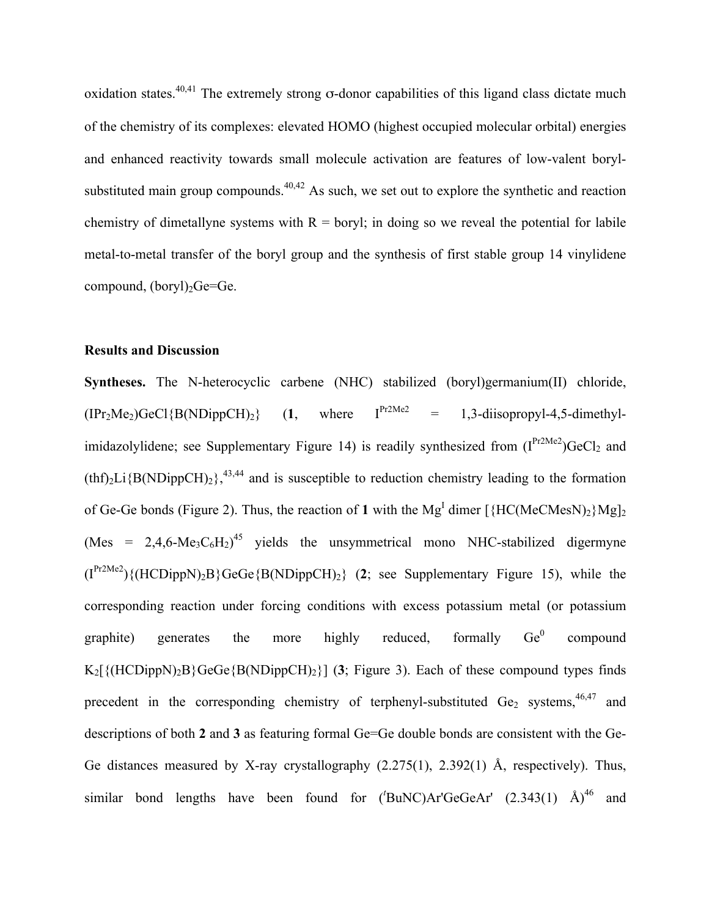oxidation states.[40,41] The extremely strong σ-donor capabilities of this ligand class dictate much of the chemistry of its complexes: elevated HOMO (highest occupied molecular orbital) energies and enhanced reactivity towards small molecule activation are features of low-valent boryl-substituted main group compounds.[40,42] As such, we set out to explore the synthetic and reaction chemistry of dimetallyne systems with R = boryl; in doing so we reveal the potential for labile metal-to-metal transfer of the boryl group and the synthesis of first stable group 14 vinylidene compound, $(boryl)_2Ge{=}Ge$.

## Results and Discussion

**Syntheses.** The N-heterocyclic carbene (NHC) stabilized (boryl)germanium(II) chloride, $(IPr_2Me_2)GeCl\{B(NDippCH)_2\}$ (**1**, where $I^{Pr2Me2}$ = 1,3-diisopropyl-4,5-dimethyl-imidazolylidene; see Supplementary Figure 14) is readily synthesized from $(I^{Pr2Me2})GeCl_2$ and $(thf)_2Li\{B(NDippCH)_2\}$,[43,44] and is susceptible to reduction chemistry leading to the formation of Ge-Ge bonds (Figure 2). Thus, the reaction of **1** with the $Mg^{I}$ dimer $[\{HC(MeCMesN)_2\}Mg]_2$ (Mes = 2,4,6-$Me_3C_6H_2$)[45] yields the unsymmetrical mono NHC-stabilized digermyne $(I^{Pr2Me2})\{(HCDippN)_2B\}GeGe\{B(NDippCH)_2\}$ (**2**; see Supplementary Figure 15), while the corresponding reaction under forcing conditions with excess potassium metal (or potassium graphite) generates the more highly reduced, formally $Ge^0$ compound $K_2[\{(HCDippN)_2B\}GeGe\{B(NDippCH)_2\}]$ (**3**; Figure 3). Each of these compound types finds precedent in the corresponding chemistry of terphenyl-substituted $Ge_2$ systems,[46,47] and descriptions of both **2** and **3** as featuring formal Ge=Ge double bonds are consistent with the Ge-Ge distances measured by X-ray crystallography (2.275(1), 2.392(1) Å, respectively). Thus, similar bond lengths have been found for $(^{t}BuNC)Ar'GeGeAr'$ (2.343(1) Å)[46] and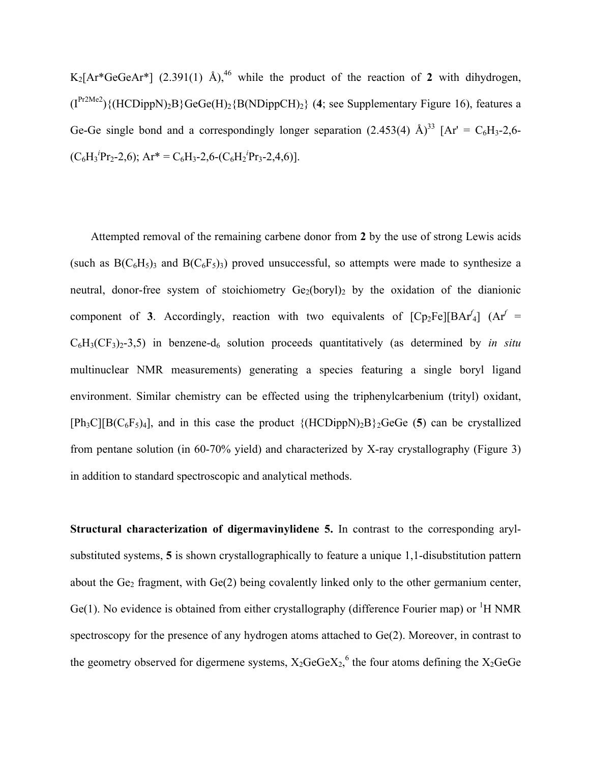$K_2$[Ar*GeGeAr*] (2.391(1) Å),[46] while the product of the reaction of **2** with dihydrogen, ($I^{Pr2Me2}$){$(HCDippN)_2B$}GeGe$(H)_2${$B(NDippCH)_2$} (**4**; see Supplementary Figure 16), features a Ge-Ge single bond and a correspondingly longer separation (2.453(4) Å)[33] [Ar' = $C_6H_3$-2,6-($C_6H_3{}^iPr_2$-2,6); Ar* = $C_6H_3$-2,6-($C_6H_2{}^iPr_3$-2,4,6)].

Attempted removal of the remaining carbene donor from **2** by the use of strong Lewis acids (such as $B(C_6H_5)_3$ and $B(C_6F_5)_3$) proved unsuccessful, so attempts were made to synthesize a neutral, donor-free system of stoichiometry $Ge_2$(boryl)$_2$ by the oxidation of the dianionic component of **3**. Accordingly, reaction with two equivalents of $[Cp_2Fe][BAr^f_4]$ ($Ar^f$ = $C_6H_3(CF_3)_2$-3,5) in benzene-$d_6$ solution proceeds quantitatively (as determined by *in situ* multinuclear NMR measurements) generating a species featuring a single boryl ligand environment. Similar chemistry can be effected using the triphenylcarbenium (trityl) oxidant, $[Ph_3C][B(C_6F_5)_4]$, and in this case the product {$(HCDippN)_2B$}$_2$GeGe (**5**) can be crystallized from pentane solution (in 60-70% yield) and characterized by X-ray crystallography (Figure 3) in addition to standard spectroscopic and analytical methods.

**Structural characterization of digermavinylidene 5.** In contrast to the corresponding aryl-substituted systems, **5** is shown crystallographically to feature a unique 1,1-disubstitution pattern about the $Ge_2$ fragment, with Ge(2) being covalently linked only to the other germanium center, Ge(1). No evidence is obtained from either crystallography (difference Fourier map) or $^1$H NMR spectroscopy for the presence of any hydrogen atoms attached to Ge(2). Moreover, in contrast to the geometry observed for digermene systems, $X_2GeGeX_2$,[6] the four atoms defining the $X_2$GeGe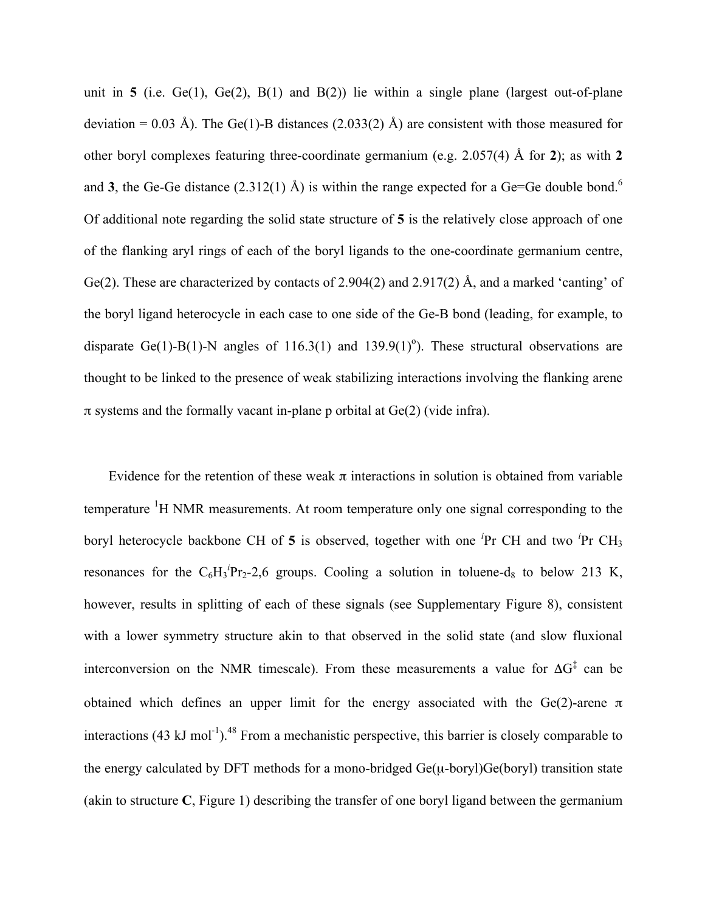unit in **5** (i.e. Ge(1), Ge(2), B(1) and B(2)) lie within a single plane (largest out-of-plane deviation = 0.03 Å). The Ge(1)-B distances (2.033(2) Å) are consistent with those measured for other boryl complexes featuring three-coordinate germanium (e.g. 2.057(4) Å for **2**); as with **2** and **3**, the Ge-Ge distance (2.312(1) Å) is within the range expected for a Ge=Ge double bond.[6] Of additional note regarding the solid state structure of **5** is the relatively close approach of one of the flanking aryl rings of each of the boryl ligands to the one-coordinate germanium centre, Ge(2). These are characterized by contacts of 2.904(2) and 2.917(2) Å, and a marked 'canting' of the boryl ligand heterocycle in each case to one side of the Ge-B bond (leading, for example, to disparate Ge(1)-B(1)-N angles of 116.3(1) and 139.9(1)°). These structural observations are thought to be linked to the presence of weak stabilizing interactions involving the flanking arene π systems and the formally vacant in-plane p orbital at Ge(2) (vide infra).

Evidence for the retention of these weak π interactions in solution is obtained from variable temperature $^1$H NMR measurements. At room temperature only one signal corresponding to the boryl heterocycle backbone CH of **5** is observed, together with one $^i$Pr CH and two $^i$Pr $CH_3$ resonances for the $C_6H_3{}^iPr_2$-2,6 groups. Cooling a solution in toluene-$d_8$ to below 213 K, however, results in splitting of each of these signals (see Supplementary Figure 8), consistent with a lower symmetry structure akin to that observed in the solid state (and slow fluxional interconversion on the NMR timescale). From these measurements a value for $\Delta G^{\ddagger}$ can be obtained which defines an upper limit for the energy associated with the Ge(2)-arene π interactions (43 kJ mol$^{-1}$).[48] From a mechanistic perspective, this barrier is closely comparable to the energy calculated by DFT methods for a mono-bridged Ge(μ-boryl)Ge(boryl) transition state (akin to structure **C**, Figure 1) describing the transfer of one boryl ligand between the germanium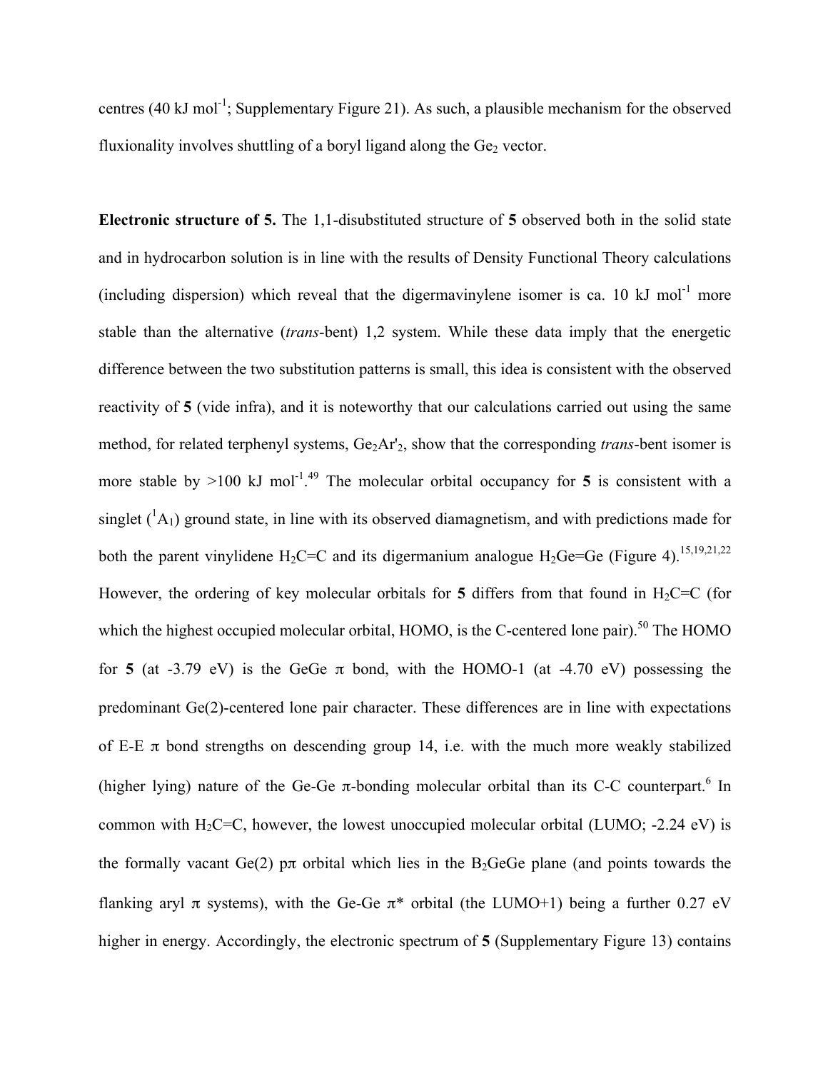centres (40 kJ mol$^{-1}$; Supplementary Figure 21). As such, a plausible mechanism for the observed fluxionality involves shuttling of a boryl ligand along the $Ge_2$ vector.

**Electronic structure of 5.** The 1,1-disubstituted structure of **5** observed both in the solid state and in hydrocarbon solution is in line with the results of Density Functional Theory calculations (including dispersion) which reveal that the digermavinylene isomer is ca. 10 kJ mol$^{-1}$ more stable than the alternative (*trans*-bent) 1,2 system. While these data imply that the energetic difference between the two substitution patterns is small, this idea is consistent with the observed reactivity of **5** (vide infra), and it is noteworthy that our calculations carried out using the same method, for related terphenyl systems, $Ge_2Ar'_2$, show that the corresponding *trans*-bent isomer is more stable by >100 kJ mol$^{-1}$.[49] The molecular orbital occupancy for **5** is consistent with a singlet ($^1A_1$) ground state, in line with its observed diamagnetism, and with predictions made for both the parent vinylidene $H_2C{=}C$ and its digermanium analogue $H_2Ge{=}Ge$ (Figure 4).[15,19,21,22] However, the ordering of key molecular orbitals for **5** differs from that found in $H_2C{=}C$ (for which the highest occupied molecular orbital, HOMO, is the C-centered lone pair).[50] The HOMO for **5** (at -3.79 eV) is the GeGe π bond, with the HOMO-1 (at -4.70 eV) possessing the predominant Ge(2)-centered lone pair character. These differences are in line with expectations of E-E π bond strengths on descending group 14, i.e. with the much more weakly stabilized (higher lying) nature of the Ge-Ge π-bonding molecular orbital than its C-C counterpart.[6] In common with $H_2C{=}C$, however, the lowest unoccupied molecular orbital (LUMO; -2.24 eV) is the formally vacant Ge(2) pπ orbital which lies in the $B_2GeGe$ plane (and points towards the flanking aryl π systems), with the Ge-Ge π* orbital (the LUMO+1) being a further 0.27 eV higher in energy. Accordingly, the electronic spectrum of **5** (Supplementary Figure 13) contains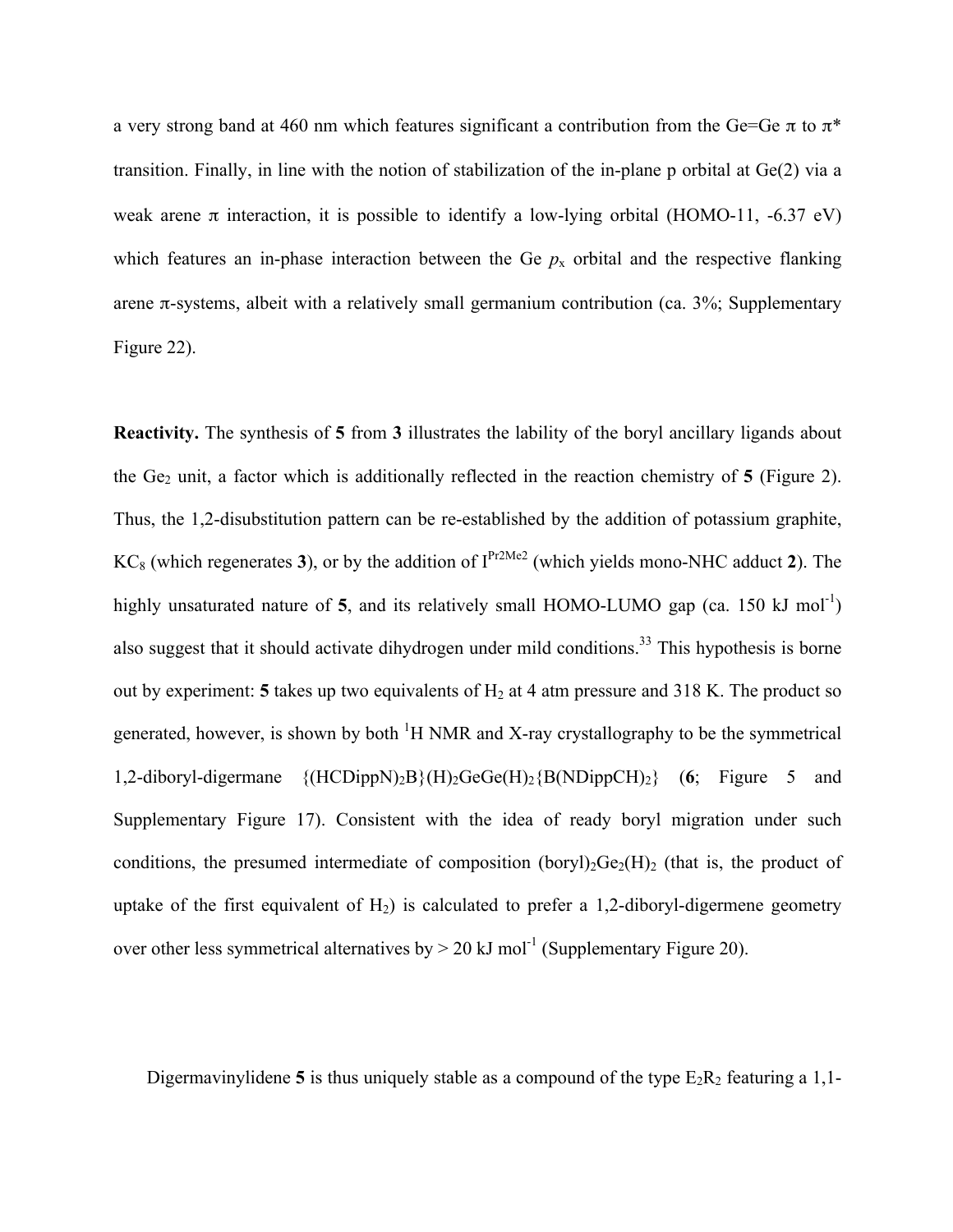a very strong band at 460 nm which features significant a contribution from the Ge=Ge π to π* transition. Finally, in line with the notion of stabilization of the in-plane p orbital at Ge(2) via a weak arene π interaction, it is possible to identify a low-lying orbital (HOMO-11, -6.37 eV) which features an in-phase interaction between the Ge $p_x$ orbital and the respective flanking arene π-systems, albeit with a relatively small germanium contribution (ca. 3%; Supplementary Figure 22).

**Reactivity.** The synthesis of **5** from **3** illustrates the lability of the boryl ancillary ligands about the $Ge_2$ unit, a factor which is additionally reflected in the reaction chemistry of **5** (Figure 2). Thus, the 1,2-disubstitution pattern can be re-established by the addition of potassium graphite, $KC_8$ (which regenerates **3**), or by the addition of $I^{Pr2Me2}$ (which yields mono-NHC adduct **2**). The highly unsaturated nature of **5**, and its relatively small HOMO-LUMO gap (ca. 150 kJ $mol^{-1}$) also suggest that it should activate dihydrogen under mild conditions.[33] This hypothesis is borne out by experiment: **5** takes up two equivalents of $H_2$ at 4 atm pressure and 318 K. The product so generated, however, is shown by both $^1$H NMR and X-ray crystallography to be the symmetrical 1,2-diboryl-digermane $\{(HCDippN)_2B\}(H)_2GeGe(H)_2\{B(NDippCH)_2\}$ (**6**; Figure 5 and Supplementary Figure 17). Consistent with the idea of ready boryl migration under such conditions, the presumed intermediate of composition $(boryl)_2Ge_2(H)_2$ (that is, the product of uptake of the first equivalent of $H_2$) is calculated to prefer a 1,2-diboryl-digermene geometry over other less symmetrical alternatives by > 20 kJ $mol^{-1}$ (Supplementary Figure 20).

Digermavinylidene **5** is thus uniquely stable as a compound of the type $E_2R_2$ featuring a 1,1-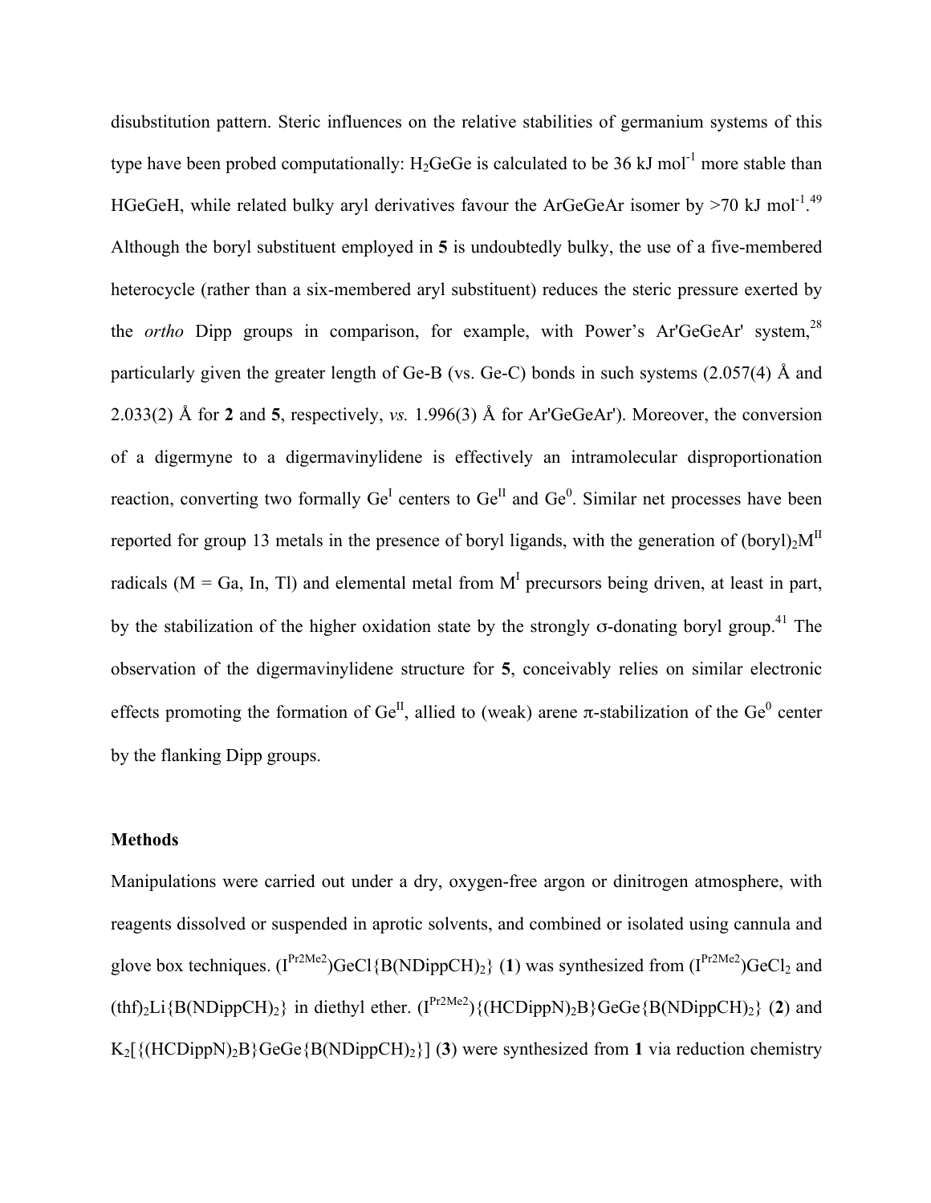disubstitution pattern. Steric influences on the relative stabilities of germanium systems of this type have been probed computationally: $H_2GeGe$ is calculated to be 36 kJ mol$^{-1}$ more stable than HGeGeH, while related bulky aryl derivatives favour the ArGeGeAr isomer by >70 kJ mol$^{-1}$.[49] Although the boryl substituent employed in **5** is undoubtedly bulky, the use of a five-membered heterocycle (rather than a six-membered aryl substituent) reduces the steric pressure exerted by the *ortho* Dipp groups in comparison, for example, with Power's Ar'GeGeAr' system,[28] particularly given the greater length of Ge-B (vs. Ge-C) bonds in such systems (2.057(4) Å and 2.033(2) Å for **2** and **5**, respectively, *vs.* 1.996(3) Å for Ar'GeGeAr'). Moreover, the conversion of a digermyne to a digermavinylidene is effectively an intramolecular disproportionation reaction, converting two formally $Ge^{I}$ centers to $Ge^{II}$ and $Ge^{0}$. Similar net processes have been reported for group 13 metals in the presence of boryl ligands, with the generation of (boryl)$_2$M$^{II}$ radicals (M = Ga, In, Tl) and elemental metal from M$^{I}$ precursors being driven, at least in part, by the stabilization of the higher oxidation state by the strongly σ-donating boryl group.[41] The observation of the digermavinylidene structure for **5**, conceivably relies on similar electronic effects promoting the formation of $Ge^{II}$, allied to (weak) arene π-stabilization of the $Ge^{0}$ center by the flanking Dipp groups.

## Methods

Manipulations were carried out under a dry, oxygen-free argon or dinitrogen atmosphere, with reagents dissolved or suspended in aprotic solvents, and combined or isolated using cannula and glove box techniques. (I$^{Pr2Me2}$)GeCl{B(NDippCH)$_2$} (**1**) was synthesized from (I$^{Pr2Me2}$)GeCl$_2$ and (thf)$_2$Li{B(NDippCH)$_2$} in diethyl ether. (I$^{Pr2Me2}$){(HCDippN)$_2$B}GeGe{B(NDippCH)$_2$} (**2**) and K$_2$[{(HCDippN)$_2$B}GeGe{B(NDippCH)$_2$}] (**3**) were synthesized from **1** via reduction chemistry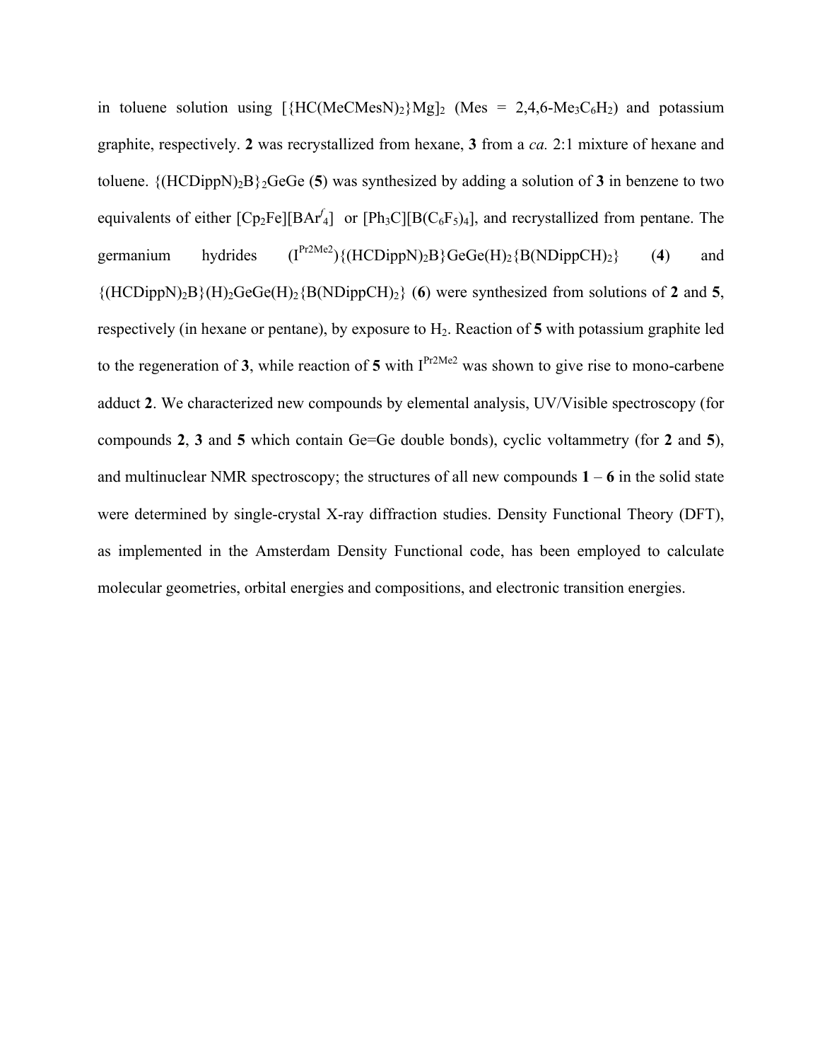in toluene solution using $[\{HC(MeCMesN)_2\}Mg]_2$ (Mes = 2,4,6-$Me_3C_6H_2$) and potassium graphite, respectively. **2** was recrystallized from hexane, **3** from a *ca.* 2:1 mixture of hexane and toluene. $\{(HCDippN)_2B\}_2GeGe$ (**5**) was synthesized by adding a solution of **3** in benzene to two equivalents of either $[Cp_2Fe][BAr^f_4]$ or $[Ph_3C][B(C_6F_5)_4]$, and recrystallized from pentane. The germanium hydrides $(I^{Pr2Me2})\{(HCDippN)_2B\}GeGe(H)_2\{B(NDippCH)_2\}$ (**4**) and $\{(HCDippN)_2B\}(H)_2GeGe(H)_2\{B(NDippCH)_2\}$ (**6**) were synthesized from solutions of **2** and **5**, respectively (in hexane or pentane), by exposure to $H_2$. Reaction of **5** with potassium graphite led to the regeneration of **3**, while reaction of **5** with $I^{Pr2Me2}$ was shown to give rise to mono-carbene adduct **2**. We characterized new compounds by elemental analysis, UV/Visible spectroscopy (for compounds **2**, **3** and **5** which contain Ge=Ge double bonds), cyclic voltammetry (for **2** and **5**), and multinuclear NMR spectroscopy; the structures of all new compounds **1** – **6** in the solid state were determined by single-crystal X-ray diffraction studies. Density Functional Theory (DFT), as implemented in the Amsterdam Density Functional code, has been employed to calculate molecular geometries, orbital energies and compositions, and electronic transition energies.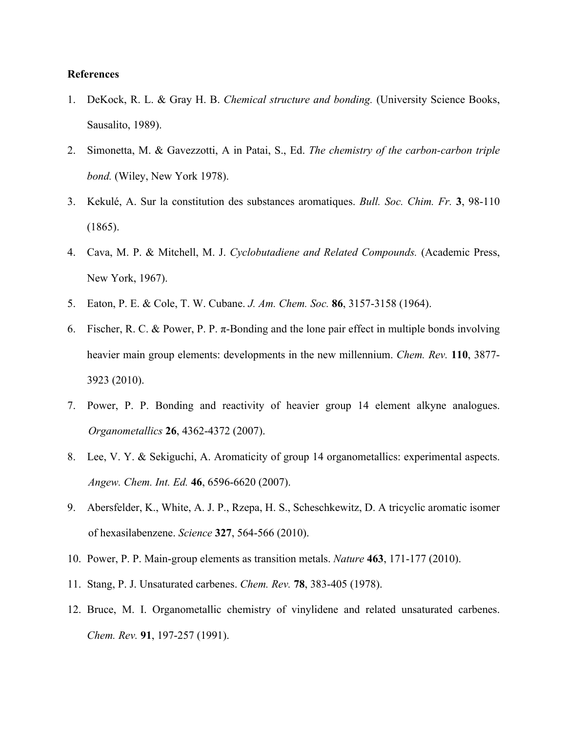**References**

1. DeKock, R. L. & Gray H. B. *Chemical structure and bonding.* (University Science Books, Sausalito, 1989).
2. Simonetta, M. & Gavezzotti, A in Patai, S., Ed. *The chemistry of the carbon-carbon triple bond.* (Wiley, New York 1978).
3. Kekulé, A. Sur la constitution des substances aromatiques. *Bull. Soc. Chim. Fr.* **3**, 98-110 (1865).
4. Cava, M. P. & Mitchell, M. J. *Cyclobutadiene and Related Compounds.* (Academic Press, New York, 1967).
5. Eaton, P. E. & Cole, T. W. Cubane. *J. Am. Chem. Soc.* **86**, 3157-3158 (1964).
6. Fischer, R. C. & Power, P. P. π-Bonding and the lone pair effect in multiple bonds involving heavier main group elements: developments in the new millennium. *Chem. Rev.* **110**, 3877-3923 (2010).
7. Power, P. P. Bonding and reactivity of heavier group 14 element alkyne analogues. *Organometallics* **26**, 4362-4372 (2007).
8. Lee, V. Y. & Sekiguchi, A. Aromaticity of group 14 organometallics: experimental aspects. *Angew. Chem. Int. Ed.* **46**, 6596-6620 (2007).
9. Abersfelder, K., White, A. J. P., Rzepa, H. S., Scheschkewitz, D. A tricyclic aromatic isomer of hexasilabenzene. *Science* **327**, 564-566 (2010).
10. Power, P. P. Main-group elements as transition metals. *Nature* **463**, 171-177 (2010).
11. Stang, P. J. Unsaturated carbenes. *Chem. Rev.* **78**, 383-405 (1978).
12. Bruce, M. I. Organometallic chemistry of vinylidene and related unsaturated carbenes. *Chem. Rev.* **91**, 197-257 (1991).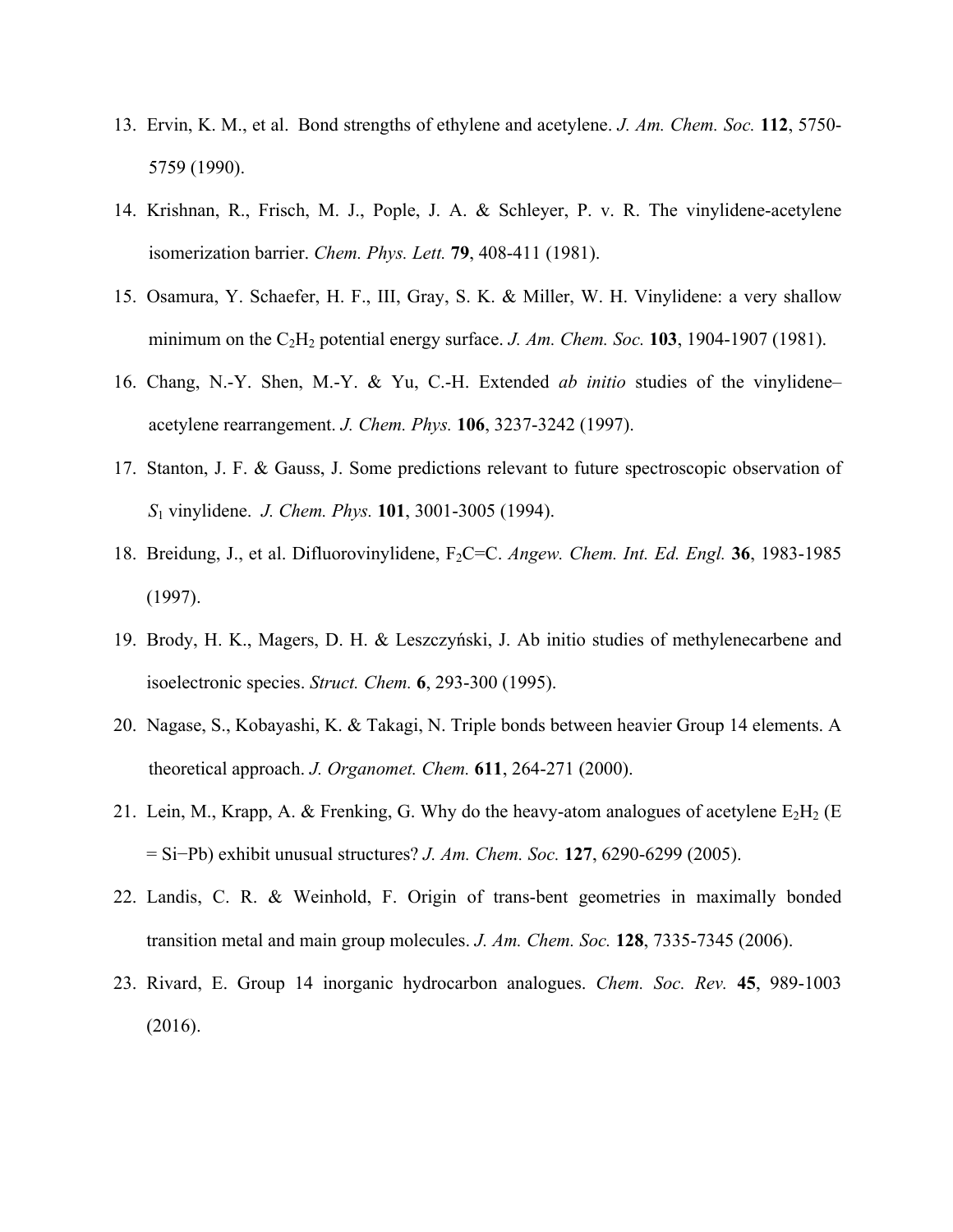13. Ervin, K. M., et al. Bond strengths of ethylene and acetylene. *J. Am. Chem. Soc.* **112**, 5750-5759 (1990).

14. Krishnan, R., Frisch, M. J., Pople, J. A. & Schleyer, P. v. R. The vinylidene-acetylene isomerization barrier. *Chem. Phys. Lett.* **79**, 408-411 (1981).

15. Osamura, Y. Schaefer, H. F., III, Gray, S. K. & Miller, W. H. Vinylidene: a very shallow minimum on the $C_2H_2$ potential energy surface. *J. Am. Chem. Soc.* **103**, 1904-1907 (1981).

16. Chang, N.-Y. Shen, M.-Y. & Yu, C.-H. Extended *ab initio* studies of the vinylidene–acetylene rearrangement. *J. Chem. Phys.* **106**, 3237-3242 (1997).

17. Stanton, J. F. & Gauss, J. Some predictions relevant to future spectroscopic observation of $S_1$ vinylidene. *J. Chem. Phys.* **101**, 3001-3005 (1994).

18. Breidung, J., et al. Difluorovinylidene, $F_2C{=}C$. *Angew. Chem. Int. Ed. Engl.* **36**, 1983-1985 (1997).

19. Brody, H. K., Magers, D. H. & Leszczyński, J. Ab initio studies of methylenecarbene and isoelectronic species. *Struct. Chem.* **6**, 293-300 (1995).

20. Nagase, S., Kobayashi, K. & Takagi, N. Triple bonds between heavier Group 14 elements. A theoretical approach. *J. Organomet. Chem.* **611**, 264-271 (2000).

21. Lein, M., Krapp, A. & Frenking, G. Why do the heavy-atom analogues of acetylene $E_2H_2$ (E = Si−Pb) exhibit unusual structures? *J. Am. Chem. Soc.* **127**, 6290-6299 (2005).

22. Landis, C. R. & Weinhold, F. Origin of trans-bent geometries in maximally bonded transition metal and main group molecules. *J. Am. Chem. Soc.* **128**, 7335-7345 (2006).

23. Rivard, E. Group 14 inorganic hydrocarbon analogues. *Chem. Soc. Rev.* **45**, 989-1003 (2016).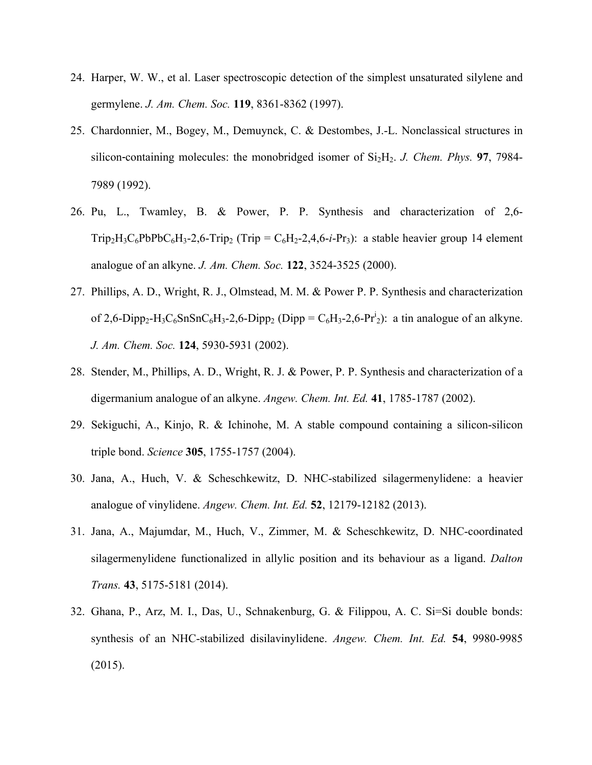24. Harper, W. W., et al. Laser spectroscopic detection of the simplest unsaturated silylene and germylene. *J. Am. Chem. Soc.* **119**, 8361-8362 (1997).
25. Chardonnier, M., Bogey, M., Demuynck, C. & Destombes, J.-L. Nonclassical structures in silicon-containing molecules: the monobridged isomer of $Si_2H_2$. *J. Chem. Phys.* **97**, 7984-7989 (1992).
26. Pu, L., Twamley, B. & Power, P. P. Synthesis and characterization of 2,6-$Trip_2H_3C_6PbPbC_6H_3$-2,6-$Trip_2$ (Trip = $C_6H_2$-2,4,6-*i*-$Pr_3$): a stable heavier group 14 element analogue of an alkyne. *J. Am. Chem. Soc.* **122**, 3524-3525 (2000).
27. Phillips, A. D., Wright, R. J., Olmstead, M. M. & Power P. P. Synthesis and characterization of 2,6-$Dipp_2$-$H_3C_6SnSnC_6H_3$-2,6-$Dipp_2$ (Dipp = $C_6H_3$-2,6-$Pr^i_2$): a tin analogue of an alkyne. *J. Am. Chem. Soc.* **124**, 5930-5931 (2002).
28. Stender, M., Phillips, A. D., Wright, R. J. & Power, P. P. Synthesis and characterization of a digermanium analogue of an alkyne. *Angew. Chem. Int. Ed.* **41**, 1785-1787 (2002).
29. Sekiguchi, A., Kinjo, R. & Ichinohe, M. A stable compound containing a silicon-silicon triple bond. *Science* **305**, 1755-1757 (2004).
30. Jana, A., Huch, V. & Scheschkewitz, D. NHC-stabilized silagermenylidene: a heavier analogue of vinylidene. *Angew. Chem. Int. Ed.* **52**, 12179-12182 (2013).
31. Jana, A., Majumdar, M., Huch, V., Zimmer, M. & Scheschkewitz, D. NHC-coordinated silagermenylidene functionalized in allylic position and its behaviour as a ligand. *Dalton Trans.* **43**, 5175-5181 (2014).
32. Ghana, P., Arz, M. I., Das, U., Schnakenburg, G. & Filippou, A. C. Si=Si double bonds: synthesis of an NHC-stabilized disilavinylidene. *Angew. Chem. Int. Ed.* **54**, 9980-9985 (2015).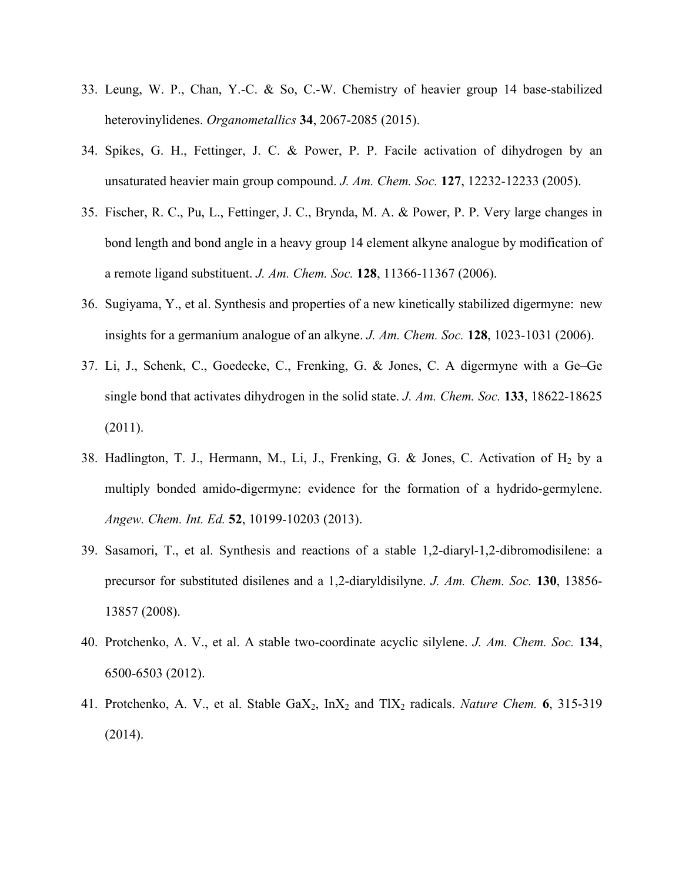33. Leung, W. P., Chan, Y.-C. & So, C.-W. Chemistry of heavier group 14 base-stabilized heterovinylidenes. *Organometallics* **34**, 2067-2085 (2015).

34. Spikes, G. H., Fettinger, J. C. & Power, P. P. Facile activation of dihydrogen by an unsaturated heavier main group compound. *J. Am. Chem. Soc.* **127**, 12232-12233 (2005).

35. Fischer, R. C., Pu, L., Fettinger, J. C., Brynda, M. A. & Power, P. P. Very large changes in bond length and bond angle in a heavy group 14 element alkyne analogue by modification of a remote ligand substituent. *J. Am. Chem. Soc.* **128**, 11366-11367 (2006).

36. Sugiyama, Y., et al. Synthesis and properties of a new kinetically stabilized digermyne: new insights for a germanium analogue of an alkyne. *J. Am. Chem. Soc.* **128**, 1023-1031 (2006).

37. Li, J., Schenk, C., Goedecke, C., Frenking, G. & Jones, C. A digermyne with a Ge–Ge single bond that activates dihydrogen in the solid state. *J. Am. Chem. Soc.* **133**, 18622-18625 (2011).

38. Hadlington, T. J., Hermann, M., Li, J., Frenking, G. & Jones, C. Activation of $H_2$ by a multiply bonded amido-digermyne: evidence for the formation of a hydrido-germylene. *Angew. Chem. Int. Ed.* **52**, 10199-10203 (2013).

39. Sasamori, T., et al. Synthesis and reactions of a stable 1,2-diaryl-1,2-dibromodisilene: a precursor for substituted disilenes and a 1,2-diaryldisilyne. *J. Am. Chem. Soc.* **130**, 13856-13857 (2008).

40. Protchenko, A. V., et al. A stable two-coordinate acyclic silylene. *J. Am. Chem. Soc.* **134**, 6500-6503 (2012).

41. Protchenko, A. V., et al. Stable $GaX_2$, $InX_2$ and $TlX_2$ radicals. *Nature Chem.* **6**, 315-319 (2014).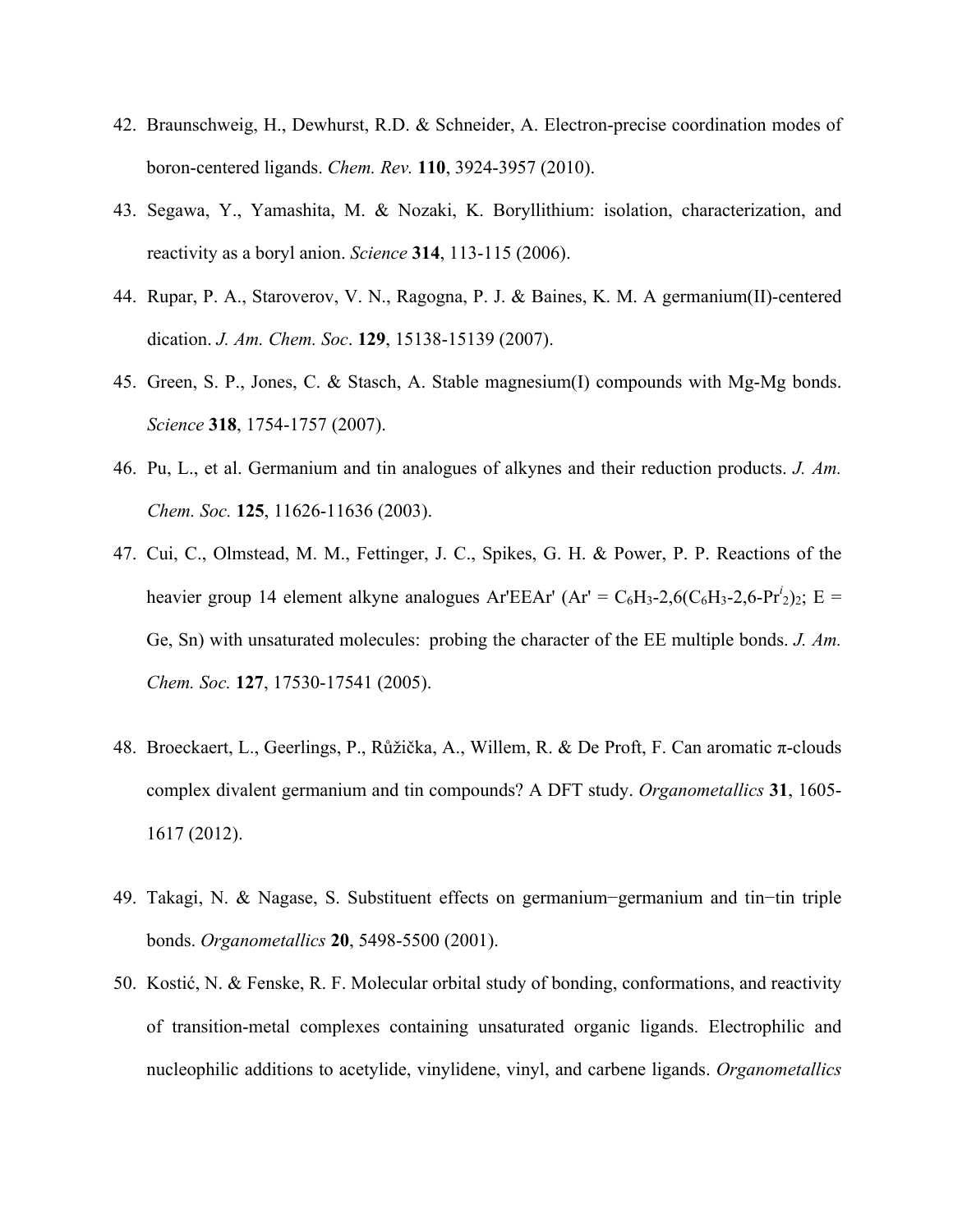42. Braunschweig, H., Dewhurst, R.D. & Schneider, A. Electron-precise coordination modes of boron-centered ligands. *Chem. Rev.* **110**, 3924-3957 (2010).

43. Segawa, Y., Yamashita, M. & Nozaki, K. Boryllithium: isolation, characterization, and reactivity as a boryl anion. *Science* **314**, 113-115 (2006).

44. Rupar, P. A., Staroverov, V. N., Ragogna, P. J. & Baines, K. M. A germanium(II)-centered dication. *J. Am. Chem. Soc*. **129**, 15138-15139 (2007).

45. Green, S. P., Jones, C. & Stasch, A. Stable magnesium(I) compounds with Mg-Mg bonds. *Science* **318**, 1754-1757 (2007).

46. Pu, L., et al. Germanium and tin analogues of alkynes and their reduction products. *J. Am. Chem. Soc.* **125**, 11626-11636 (2003).

47. Cui, C., Olmstead, M. M., Fettinger, J. C., Spikes, G. H. & Power, P. P. Reactions of the heavier group 14 element alkyne analogues Ar'EEAr' (Ar' = $C_6H_3$-2,6($C_6H_3$-2,6-$Pr^i_2$)$_2$; E = Ge, Sn) with unsaturated molecules: probing the character of the EE multiple bonds. *J. Am. Chem. Soc.* **127**, 17530-17541 (2005).

48. Broeckaert, L., Geerlings, P., Růžička, A., Willem, R. & De Proft, F. Can aromatic π-clouds complex divalent germanium and tin compounds? A DFT study. *Organometallics* **31**, 1605-1617 (2012).

49. Takagi, N. & Nagase, S. Substituent effects on germanium−germanium and tin−tin triple bonds. *Organometallics* **20**, 5498-5500 (2001).

50. Kostić, N. & Fenske, R. F. Molecular orbital study of bonding, conformations, and reactivity of transition-metal complexes containing unsaturated organic ligands. Electrophilic and nucleophilic additions to acetylide, vinylidene, vinyl, and carbene ligands. *Organometallics*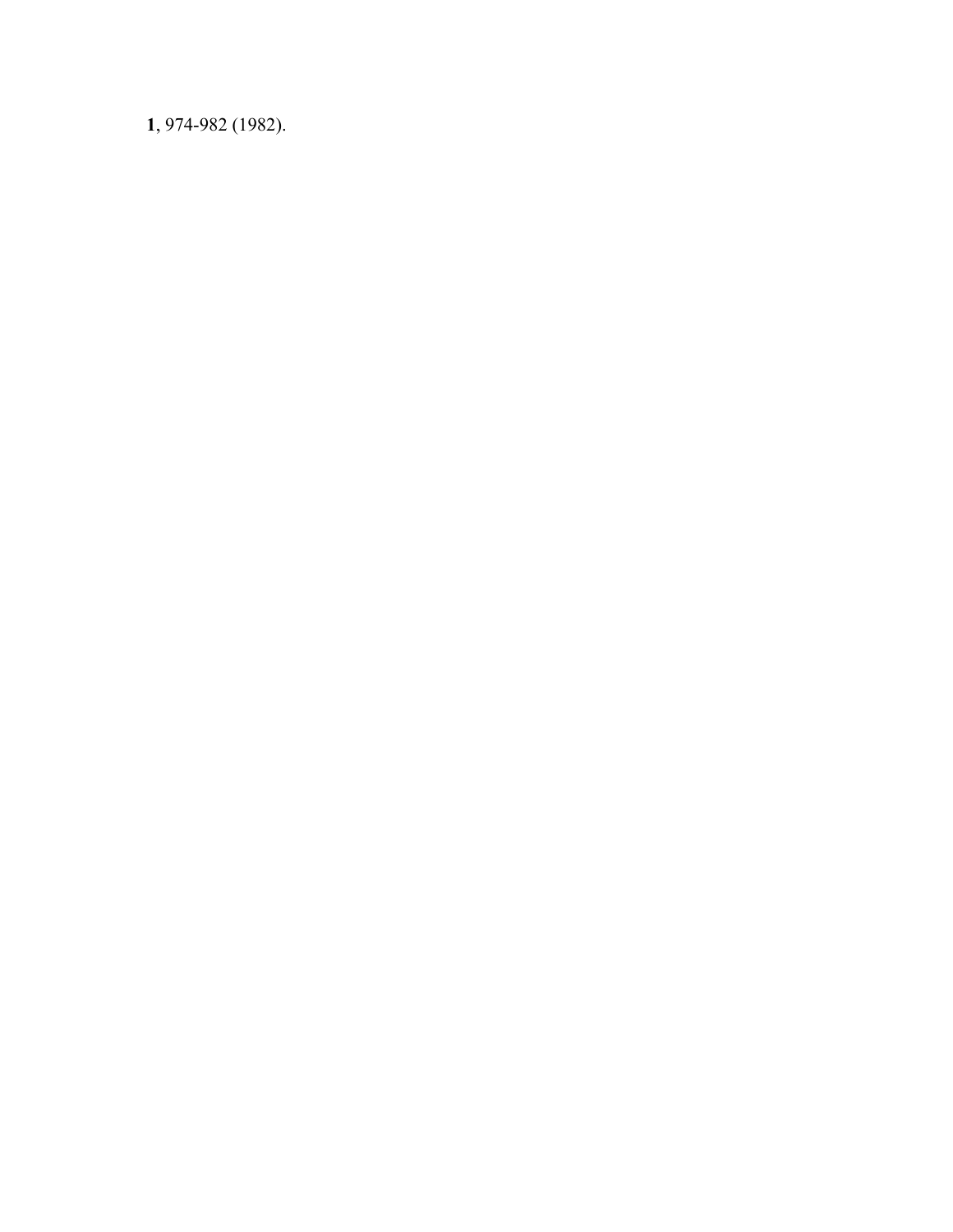**1**, 974-982 (1982).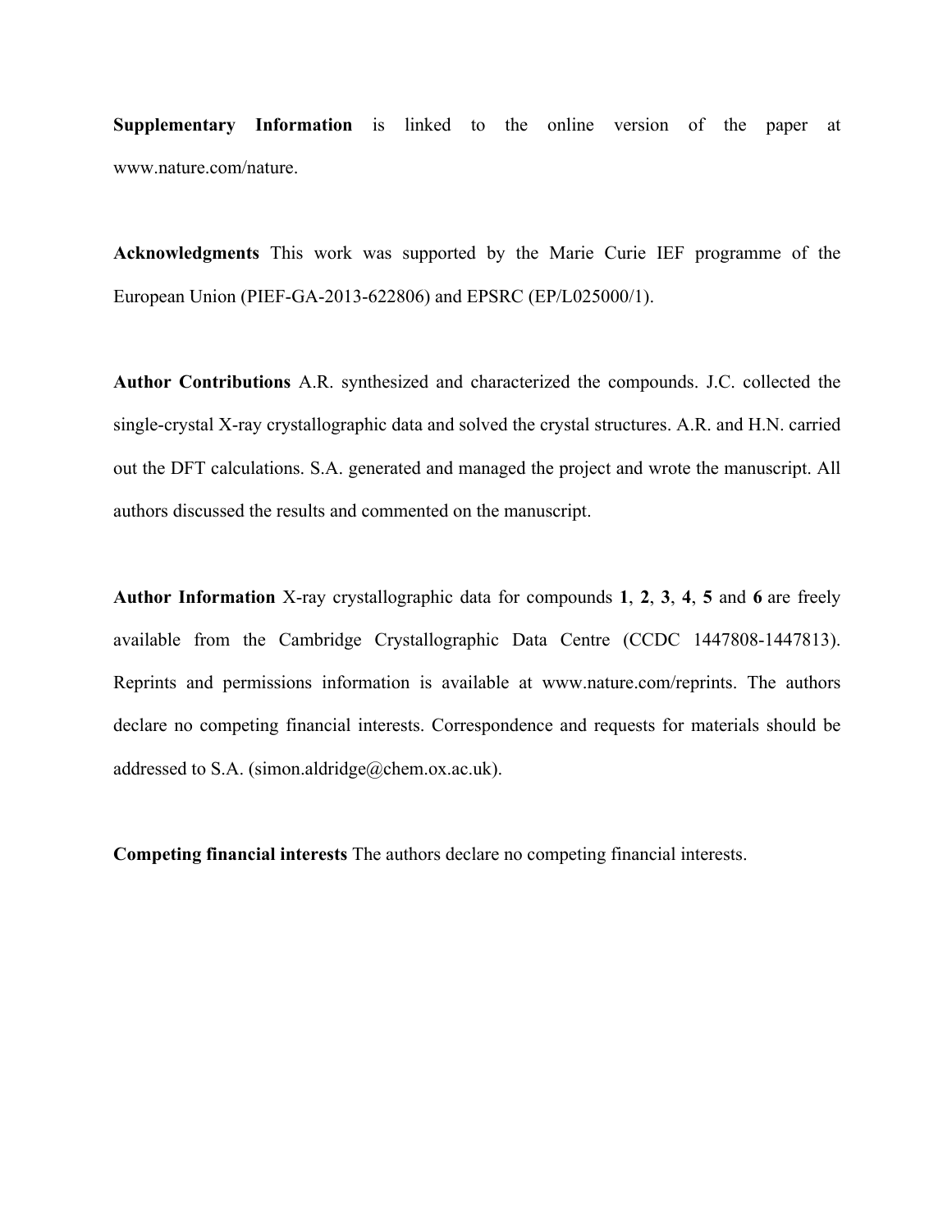**Supplementary Information** is linked to the online version of the paper at www.nature.com/nature.

**Acknowledgments** This work was supported by the Marie Curie IEF programme of the European Union (PIEF-GA-2013-622806) and EPSRC (EP/L025000/1).

**Author Contributions** A.R. synthesized and characterized the compounds. J.C. collected the single-crystal X-ray crystallographic data and solved the crystal structures. A.R. and H.N. carried out the DFT calculations. S.A. generated and managed the project and wrote the manuscript. All authors discussed the results and commented on the manuscript.

**Author Information** X-ray crystallographic data for compounds **1**, **2**, **3**, **4**, **5** and **6** are freely available from the Cambridge Crystallographic Data Centre (CCDC 1447808-1447813). Reprints and permissions information is available at www.nature.com/reprints. The authors declare no competing financial interests. Correspondence and requests for materials should be addressed to S.A. (simon.aldridge@chem.ox.ac.uk).

**Competing financial interests** The authors declare no competing financial interests.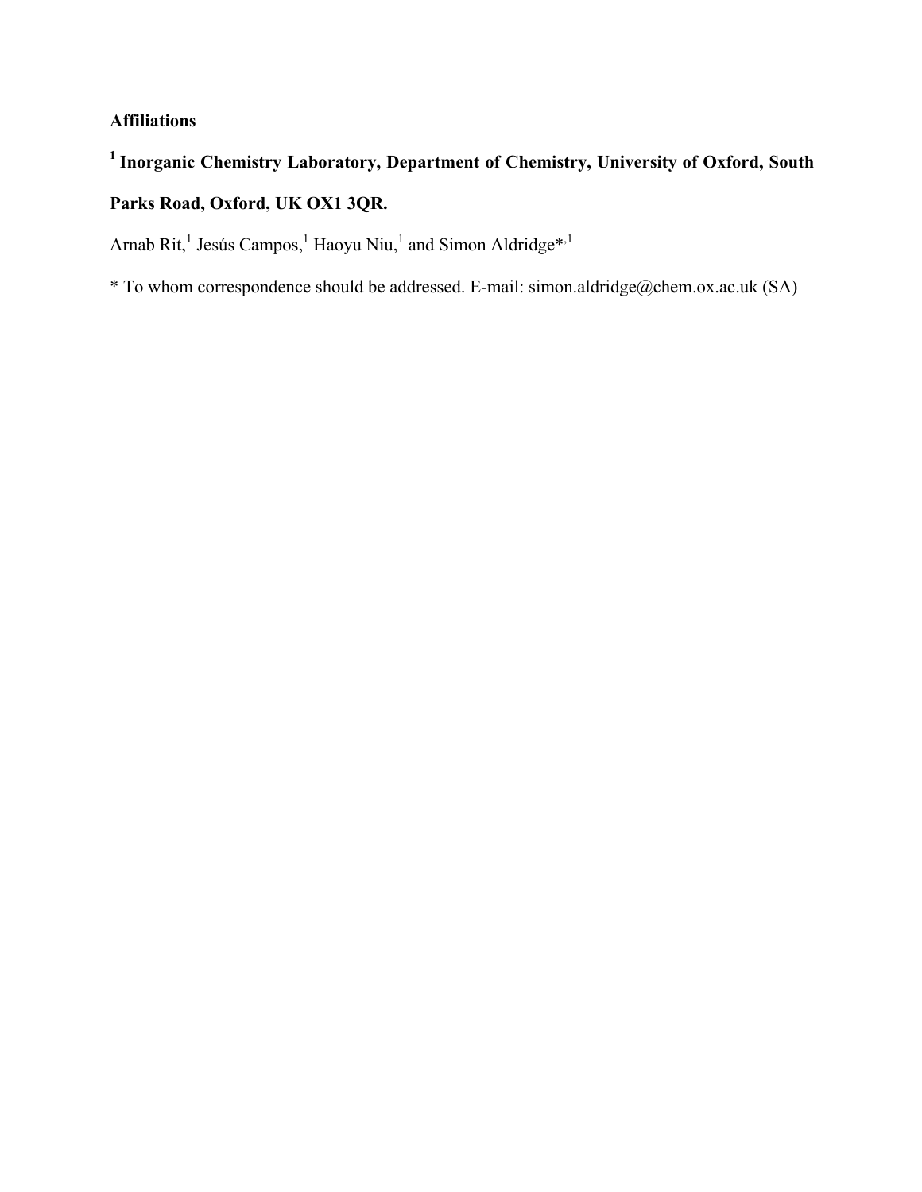**Affiliations**

**[1] Inorganic Chemistry Laboratory, Department of Chemistry, University of Oxford, South Parks Road, Oxford, UK OX1 3QR.**

Arnab Rit,[1] Jesús Campos,[1] Haoyu Niu,[1] and Simon Aldridge*[,1]

* To whom correspondence should be addressed. E-mail: simon.aldridge@chem.ox.ac.uk (SA)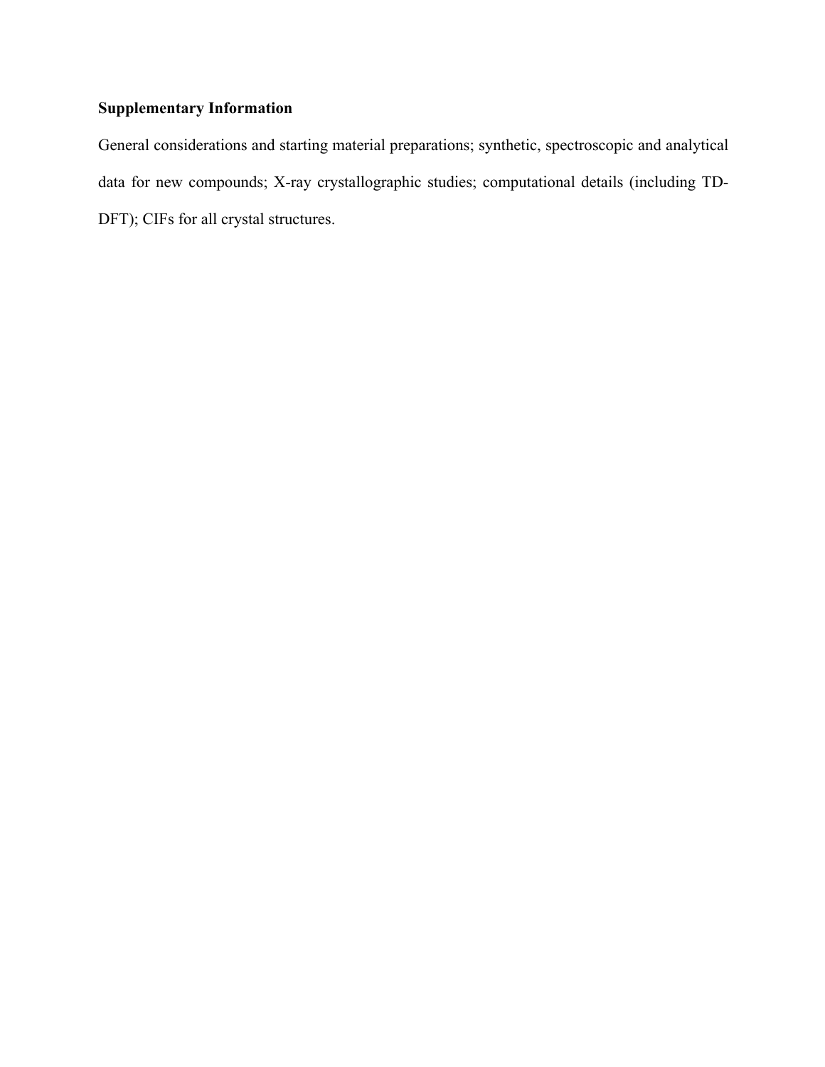**Supplementary Information**

General considerations and starting material preparations; synthetic, spectroscopic and analytical data for new compounds; X-ray crystallographic studies; computational details (including TD-DFT); CIFs for all crystal structures.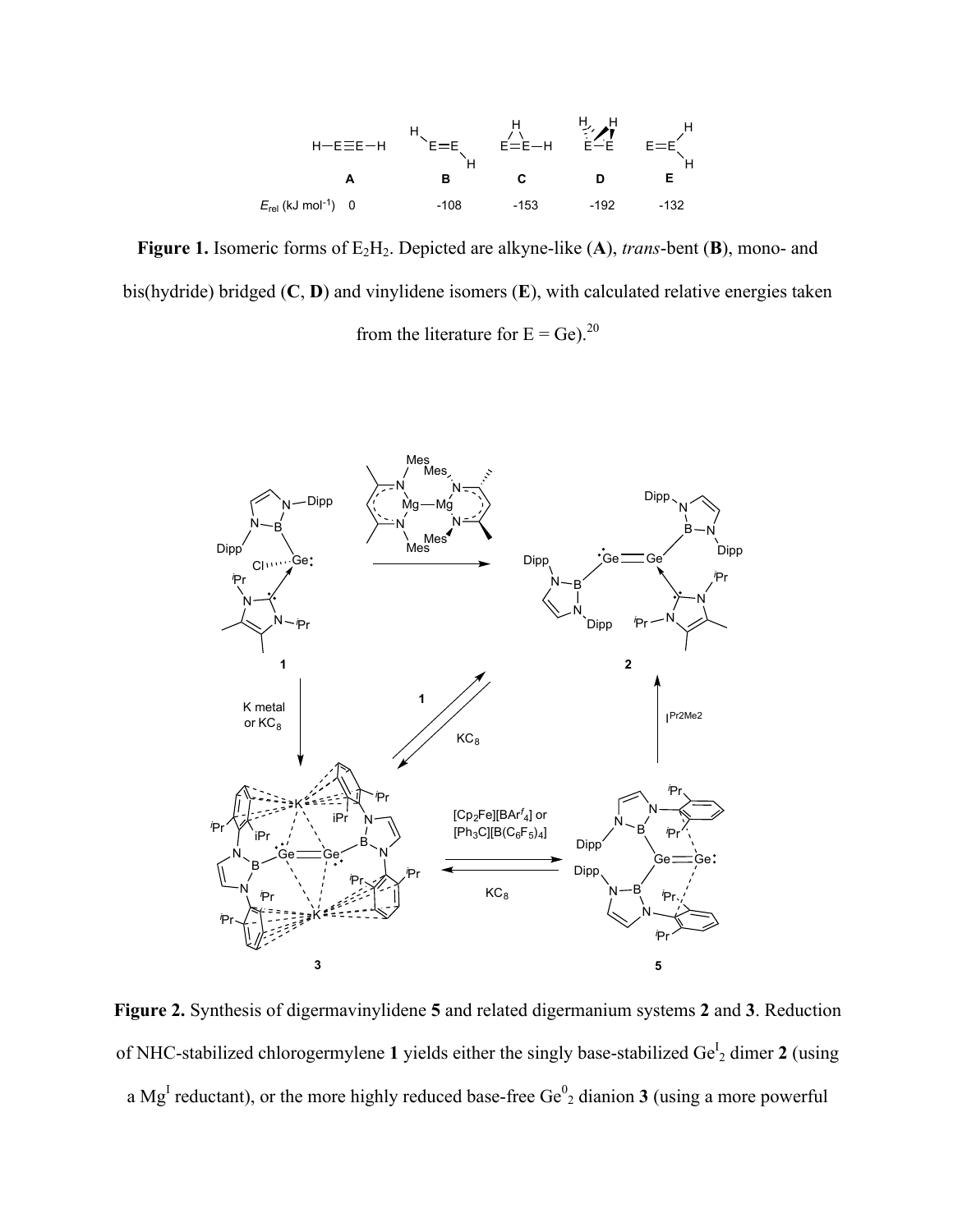**Figure 1.** Isomeric forms of $E_2H_2$. Depicted are alkyne-like (**A**), *trans*-bent (**B**), mono- and bis(hydride) bridged (**C**, **D**) and vinylidene isomers (**E**), with calculated relative energies taken from the literature for E = Ge).[20]

**Figure 2.** Synthesis of digermavinylidene **5** and related digermanium systems **2** and **3**. Reduction of NHC-stabilized chlorogermylene **1** yields either the singly base-stabilized $Ge^{I}_2$ dimer **2** (using a $Mg^{I}$ reductant), or the more highly reduced base-free $Ge^{0}_2$ dianion **3** (using a more powerful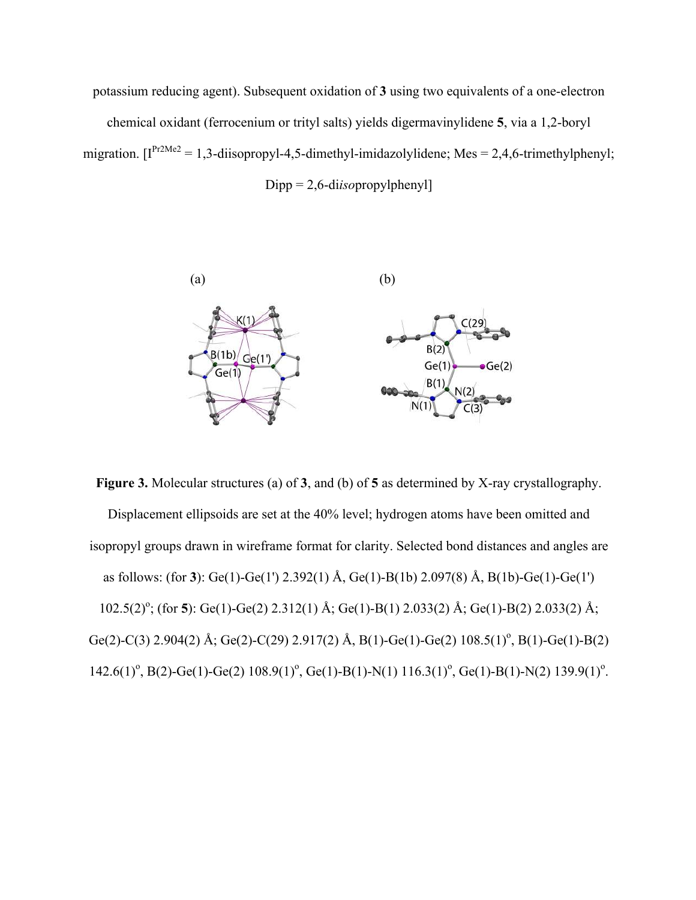potassium reducing agent). Subsequent oxidation of **3** using two equivalents of a one-electron chemical oxidant (ferrocenium or trityl salts) yields digermavinylidene **5**, via a 1,2-boryl migration. [$I^{Pr2Me2}$ = 1,3-diisopropyl-4,5-dimethyl-imidazolylidene; Mes = 2,4,6-trimethylphenyl; Dipp = 2,6-di*iso*propylphenyl]

(a) (b)

**Figure 3.** Molecular structures (a) of **3**, and (b) of **5** as determined by X-ray crystallography. Displacement ellipsoids are set at the 40% level; hydrogen atoms have been omitted and isopropyl groups drawn in wireframe format for clarity. Selected bond distances and angles are as follows: (for **3**): Ge(1)-Ge(1') 2.392(1) Å, Ge(1)-B(1b) 2.097(8) Å, B(1b)-Ge(1)-Ge(1') 102.5(2)°; (for **5**): Ge(1)-Ge(2) 2.312(1) Å; Ge(1)-B(1) 2.033(2) Å; Ge(1)-B(2) 2.033(2) Å; Ge(2)-C(3) 2.904(2) Å; Ge(2)-C(29) 2.917(2) Å, B(1)-Ge(1)-Ge(2) 108.5(1)°, B(1)-Ge(1)-B(2) 142.6(1)°, B(2)-Ge(1)-Ge(2) 108.9(1)°, Ge(1)-B(1)-N(1) 116.3(1)°, Ge(1)-B(1)-N(2) 139.9(1)°.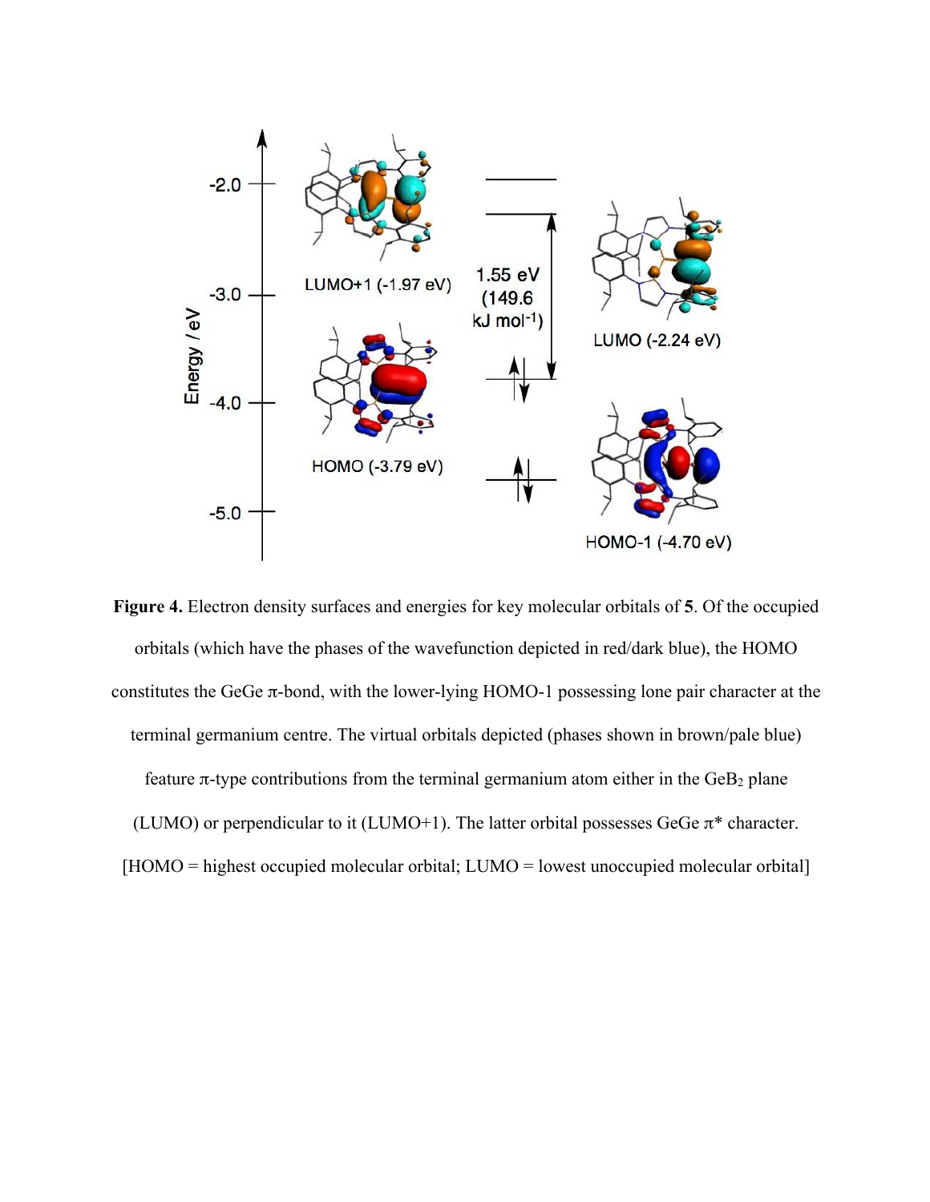**Figure 4.** Electron density surfaces and energies for key molecular orbitals of **5**. Of the occupied orbitals (which have the phases of the wavefunction depicted in red/dark blue), the HOMO constitutes the GeGe π-bond, with the lower-lying HOMO-1 possessing lone pair character at the terminal germanium centre. The virtual orbitals depicted (phases shown in brown/pale blue) feature π-type contributions from the terminal germanium atom either in the $GeB_2$ plane (LUMO) or perpendicular to it (LUMO+1). The latter orbital possesses GeGe π* character. [HOMO = highest occupied molecular orbital; LUMO = lowest unoccupied molecular orbital]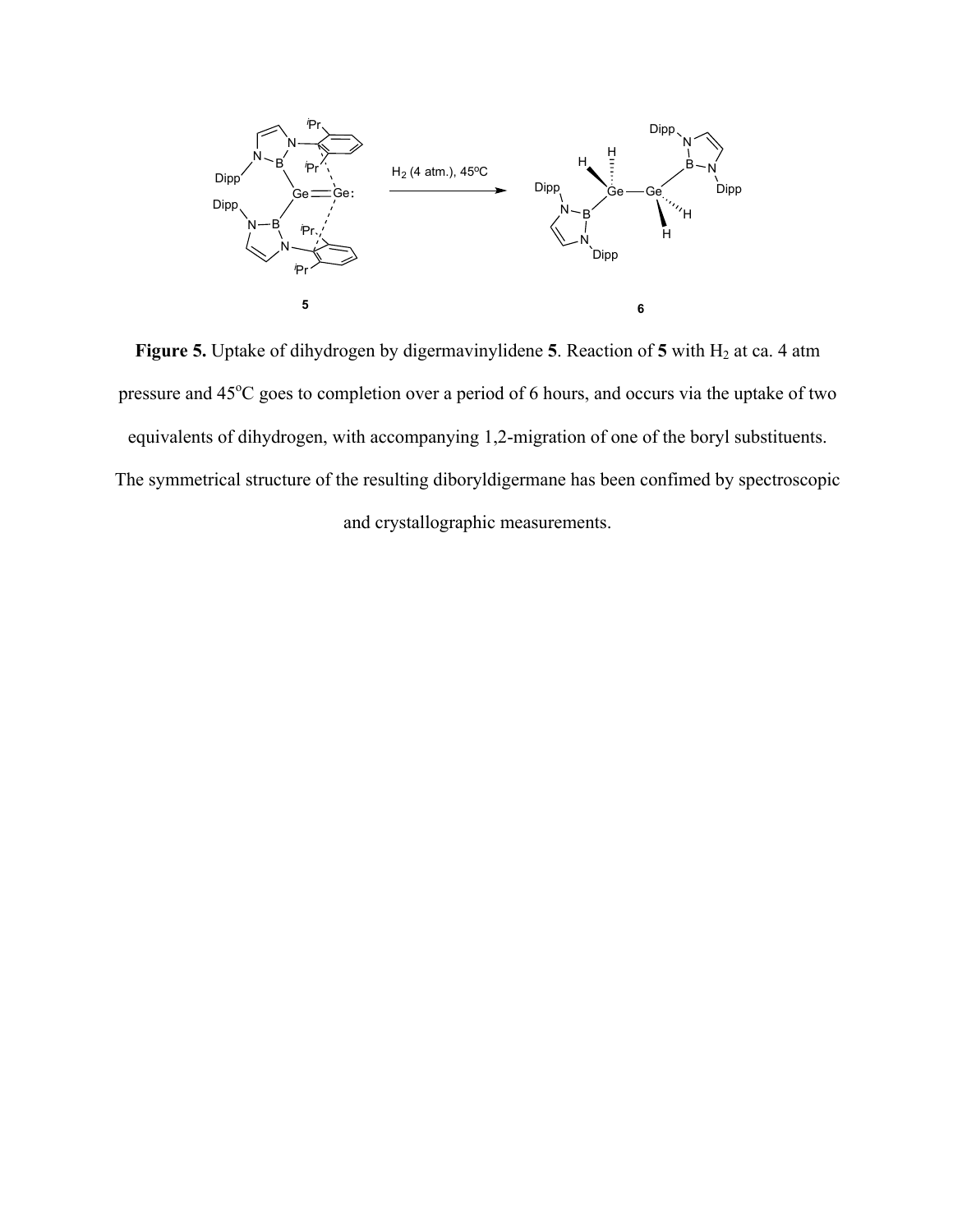**Figure 5.** Uptake of dihydrogen by digermavinylidene **5**. Reaction of **5** with $H_2$ at ca. 4 atm pressure and 45°C goes to completion over a period of 6 hours, and occurs via the uptake of two equivalents of dihydrogen, with accompanying 1,2-migration of one of the boryl substituents. The symmetrical structure of the resulting diboryldigermane has been confimed by spectroscopic and crystallographic measurements.